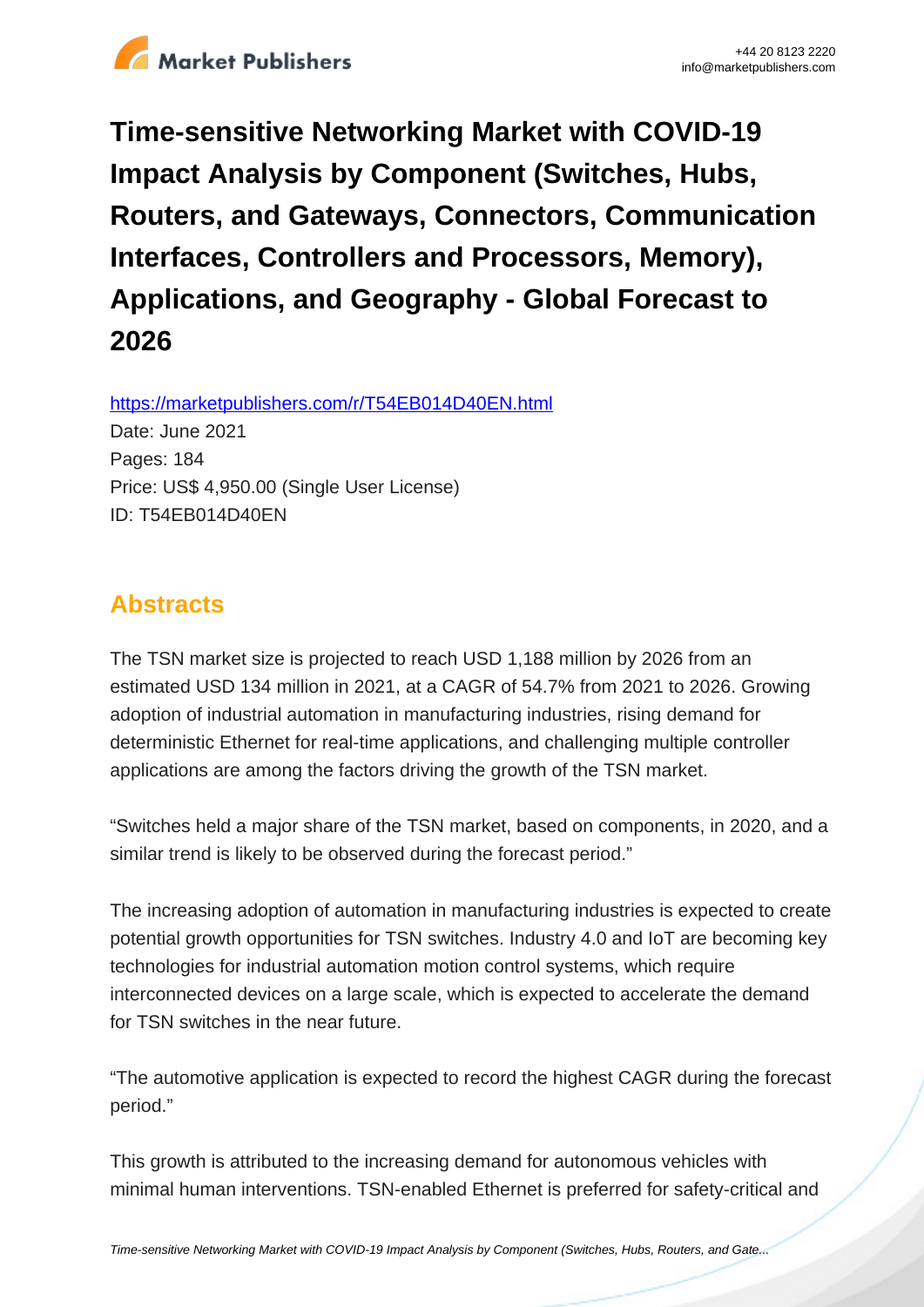# Time-sensitive Networking Market with COVID-19 Impact Analysis by Component (Switches, Hubs, Routers, and Gateways, Connectors, Communication Interfaces, Controllers and Processors, Memory), Applications, and Geography - Global Forecast to 2026

https://marketpublishers.com/r/T54EB014D40EN.html

Date: June 2021

Pages: 184

Price: US$ 4,950.00 (Single User License)

ID: T54EB014D40EN

## Abstracts

The TSN market size is projected to reach USD 1,188 million by 2026 from an estimated USD 134 million in 2021, at a CAGR of 54.7% from 2021 to 2026. Growing adoption of industrial automation in manufacturing industries, rising demand for deterministic Ethernet for real-time applications, and challenging multiple controller applications are among the factors driving the growth of the TSN market.

"Switches held a major share of the TSN market, based on components, in 2020, and a similar trend is likely to be observed during the forecast period."

The increasing adoption of automation in manufacturing industries is expected to create potential growth opportunities for TSN switches. Industry 4.0 and IoT are becoming key technologies for industrial automation motion control systems, which require interconnected devices on a large scale, which is expected to accelerate the demand for TSN switches in the near future.

"The automotive application is expected to record the highest CAGR during the forecast period."

This growth is attributed to the increasing demand for autonomous vehicles with minimal human interventions. TSN-enabled Ethernet is preferred for safety-critical and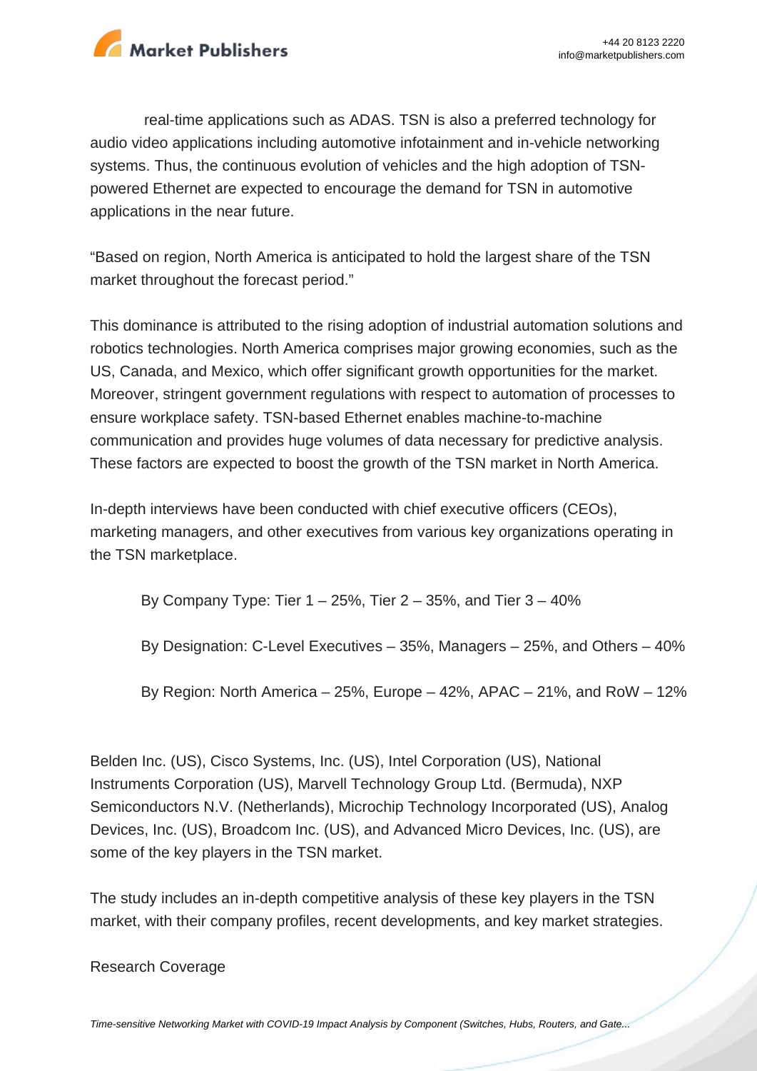real-time applications such as ADAS. TSN is also a preferred technology for audio video applications including automotive infotainment and in-vehicle networking systems. Thus, the continuous evolution of vehicles and the high adoption of TSN-powered Ethernet are expected to encourage the demand for TSN in automotive applications in the near future.

“Based on region, North America is anticipated to hold the largest share of the TSN market throughout the forecast period.”

This dominance is attributed to the rising adoption of industrial automation solutions and robotics technologies. North America comprises major growing economies, such as the US, Canada, and Mexico, which offer significant growth opportunities for the market. Moreover, stringent government regulations with respect to automation of processes to ensure workplace safety. TSN-based Ethernet enables machine-to-machine communication and provides huge volumes of data necessary for predictive analysis. These factors are expected to boost the growth of the TSN market in North America.

In-depth interviews have been conducted with chief executive officers (CEOs), marketing managers, and other executives from various key organizations operating in the TSN marketplace.

- By Company Type: Tier 1 – 25%, Tier 2 – 35%, and Tier 3 – 40%
- By Designation: C-Level Executives – 35%, Managers – 25%, and Others – 40%
- By Region: North America – 25%, Europe – 42%, APAC – 21%, and RoW – 12%

Belden Inc. (US), Cisco Systems, Inc. (US), Intel Corporation (US), National Instruments Corporation (US), Marvell Technology Group Ltd. (Bermuda), NXP Semiconductors N.V. (Netherlands), Microchip Technology Incorporated (US), Analog Devices, Inc. (US), Broadcom Inc. (US), and Advanced Micro Devices, Inc. (US), are some of the key players in the TSN market.

The study includes an in-depth competitive analysis of these key players in the TSN market, with their company profiles, recent developments, and key market strategies.

Research Coverage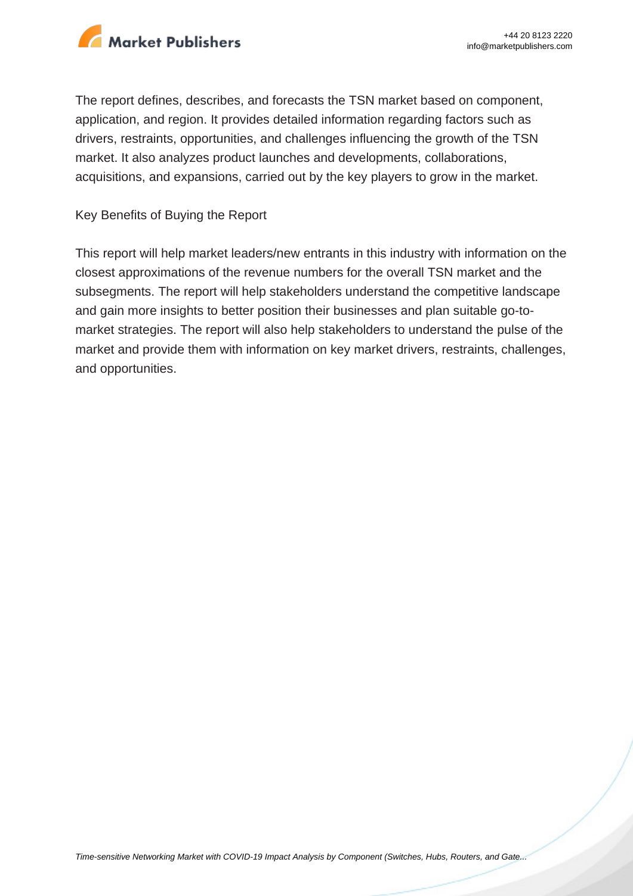The report defines, describes, and forecasts the TSN market based on component, application, and region. It provides detailed information regarding factors such as drivers, restraints, opportunities, and challenges influencing the growth of the TSN market. It also analyzes product launches and developments, collaborations, acquisitions, and expansions, carried out by the key players to grow in the market.

Key Benefits of Buying the Report

This report will help market leaders/new entrants in this industry with information on the closest approximations of the revenue numbers for the overall TSN market and the subsegments. The report will help stakeholders understand the competitive landscape and gain more insights to better position their businesses and plan suitable go-to-market strategies. The report will also help stakeholders to understand the pulse of the market and provide them with information on key market drivers, restraints, challenges, and opportunities.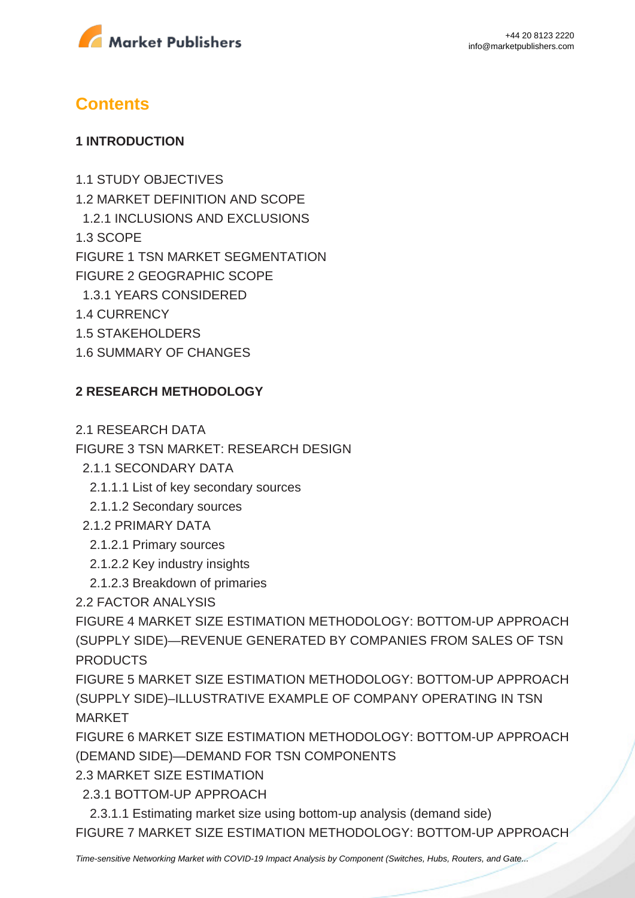## Contents

### 1 INTRODUCTION

1.1 STUDY OBJECTIVES
1.2 MARKET DEFINITION AND SCOPE
  1.2.1 INCLUSIONS AND EXCLUSIONS
1.3 SCOPE
FIGURE 1 TSN MARKET SEGMENTATION
FIGURE 2 GEOGRAPHIC SCOPE
  1.3.1 YEARS CONSIDERED
1.4 CURRENCY
1.5 STAKEHOLDERS
1.6 SUMMARY OF CHANGES

### 2 RESEARCH METHODOLOGY

2.1 RESEARCH DATA
FIGURE 3 TSN MARKET: RESEARCH DESIGN
  2.1.1 SECONDARY DATA
    2.1.1.1 List of key secondary sources
    2.1.1.2 Secondary sources
  2.1.2 PRIMARY DATA
    2.1.2.1 Primary sources
    2.1.2.2 Key industry insights
    2.1.2.3 Breakdown of primaries
2.2 FACTOR ANALYSIS
FIGURE 4 MARKET SIZE ESTIMATION METHODOLOGY: BOTTOM-UP APPROACH (SUPPLY SIDE)—REVENUE GENERATED BY COMPANIES FROM SALES OF TSN PRODUCTS
FIGURE 5 MARKET SIZE ESTIMATION METHODOLOGY: BOTTOM-UP APPROACH (SUPPLY SIDE)–ILLUSTRATIVE EXAMPLE OF COMPANY OPERATING IN TSN MARKET
FIGURE 6 MARKET SIZE ESTIMATION METHODOLOGY: BOTTOM-UP APPROACH (DEMAND SIDE)—DEMAND FOR TSN COMPONENTS
2.3 MARKET SIZE ESTIMATION
  2.3.1 BOTTOM-UP APPROACH
    2.3.1.1 Estimating market size using bottom-up analysis (demand side)
FIGURE 7 MARKET SIZE ESTIMATION METHODOLOGY: BOTTOM-UP APPROACH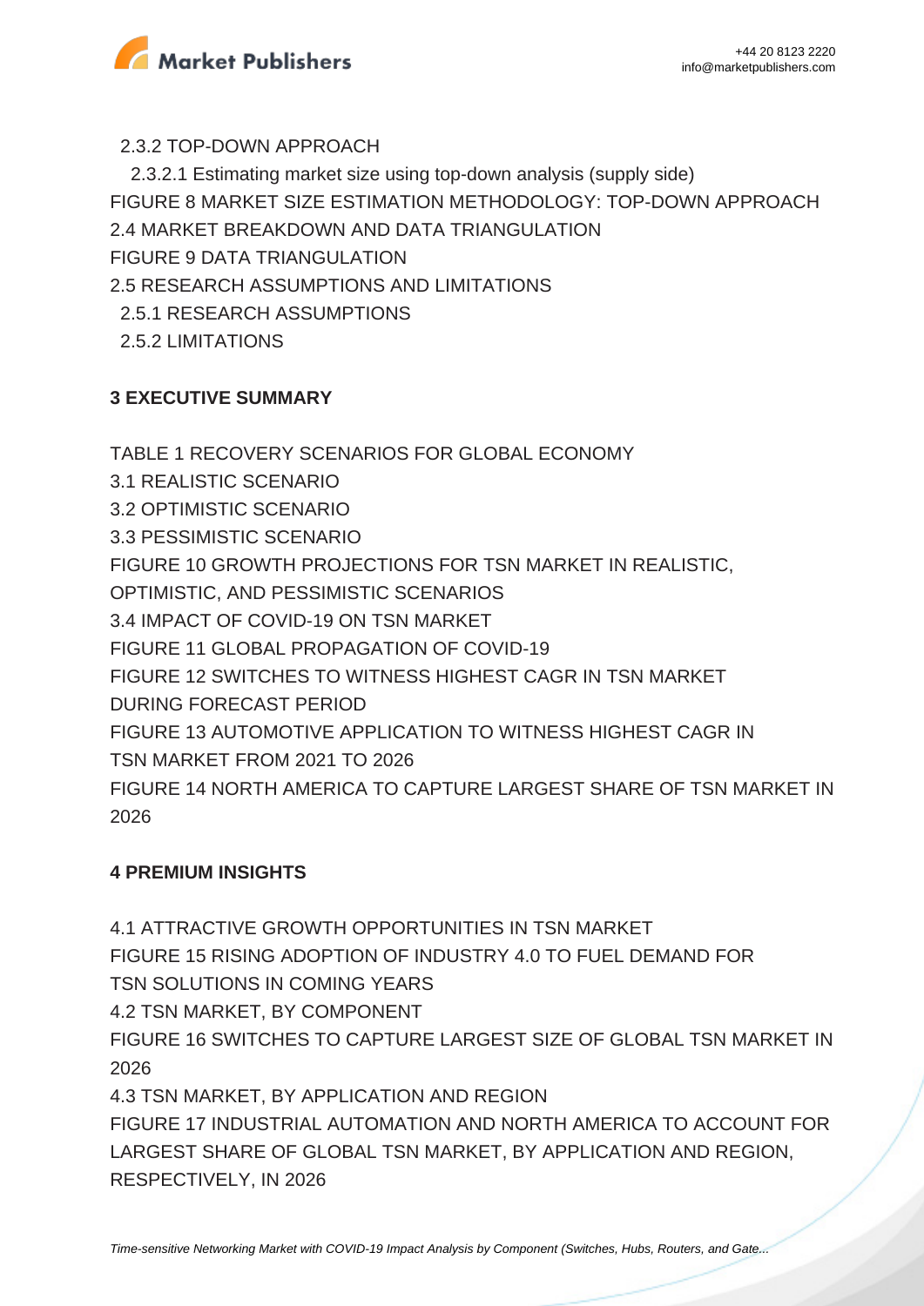2.3.2 TOP-DOWN APPROACH

2.3.2.1 Estimating market size using top-down analysis (supply side)

FIGURE 8 MARKET SIZE ESTIMATION METHODOLOGY: TOP-DOWN APPROACH

2.4 MARKET BREAKDOWN AND DATA TRIANGULATION

FIGURE 9 DATA TRIANGULATION

2.5 RESEARCH ASSUMPTIONS AND LIMITATIONS

2.5.1 RESEARCH ASSUMPTIONS

2.5.2 LIMITATIONS

**3 EXECUTIVE SUMMARY**

TABLE 1 RECOVERY SCENARIOS FOR GLOBAL ECONOMY

3.1 REALISTIC SCENARIO

3.2 OPTIMISTIC SCENARIO

3.3 PESSIMISTIC SCENARIO

FIGURE 10 GROWTH PROJECTIONS FOR TSN MARKET IN REALISTIC, OPTIMISTIC, AND PESSIMISTIC SCENARIOS

3.4 IMPACT OF COVID-19 ON TSN MARKET

FIGURE 11 GLOBAL PROPAGATION OF COVID-19

FIGURE 12 SWITCHES TO WITNESS HIGHEST CAGR IN TSN MARKET DURING FORECAST PERIOD

FIGURE 13 AUTOMOTIVE APPLICATION TO WITNESS HIGHEST CAGR IN TSN MARKET FROM 2021 TO 2026

FIGURE 14 NORTH AMERICA TO CAPTURE LARGEST SHARE OF TSN MARKET IN 2026

**4 PREMIUM INSIGHTS**

4.1 ATTRACTIVE GROWTH OPPORTUNITIES IN TSN MARKET

FIGURE 15 RISING ADOPTION OF INDUSTRY 4.0 TO FUEL DEMAND FOR TSN SOLUTIONS IN COMING YEARS

4.2 TSN MARKET, BY COMPONENT

FIGURE 16 SWITCHES TO CAPTURE LARGEST SIZE OF GLOBAL TSN MARKET IN 2026

4.3 TSN MARKET, BY APPLICATION AND REGION

FIGURE 17 INDUSTRIAL AUTOMATION AND NORTH AMERICA TO ACCOUNT FOR LARGEST SHARE OF GLOBAL TSN MARKET, BY APPLICATION AND REGION, RESPECTIVELY, IN 2026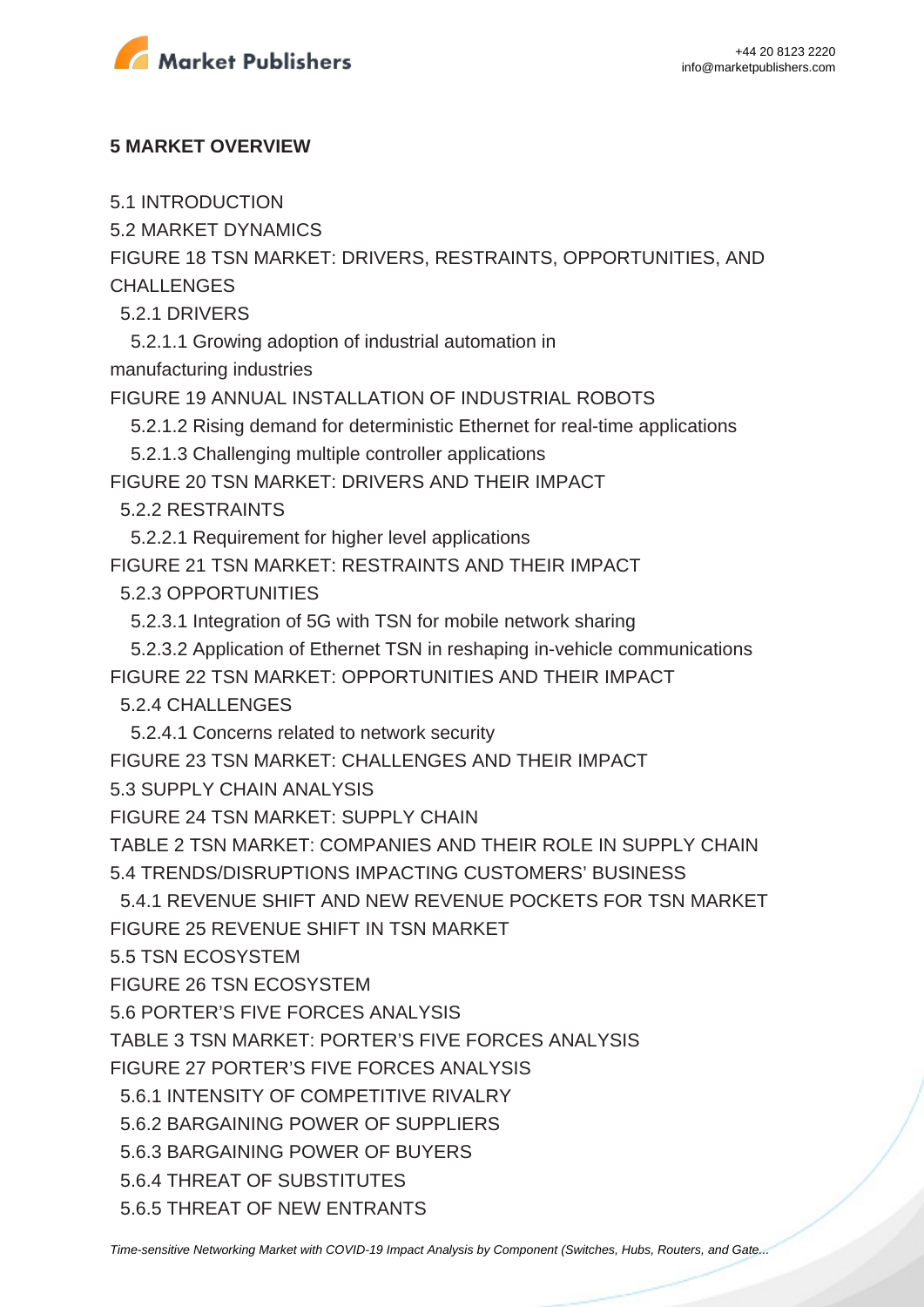**5 MARKET OVERVIEW**

5.1 INTRODUCTION

5.2 MARKET DYNAMICS

FIGURE 18 TSN MARKET: DRIVERS, RESTRAINTS, OPPORTUNITIES, AND CHALLENGES

5.2.1 DRIVERS

5.2.1.1 Growing adoption of industrial automation in manufacturing industries

FIGURE 19 ANNUAL INSTALLATION OF INDUSTRIAL ROBOTS

5.2.1.2 Rising demand for deterministic Ethernet for real-time applications

5.2.1.3 Challenging multiple controller applications

FIGURE 20 TSN MARKET: DRIVERS AND THEIR IMPACT

5.2.2 RESTRAINTS

5.2.2.1 Requirement for higher level applications

FIGURE 21 TSN MARKET: RESTRAINTS AND THEIR IMPACT

5.2.3 OPPORTUNITIES

5.2.3.1 Integration of 5G with TSN for mobile network sharing

5.2.3.2 Application of Ethernet TSN in reshaping in-vehicle communications

FIGURE 22 TSN MARKET: OPPORTUNITIES AND THEIR IMPACT

5.2.4 CHALLENGES

5.2.4.1 Concerns related to network security

FIGURE 23 TSN MARKET: CHALLENGES AND THEIR IMPACT

5.3 SUPPLY CHAIN ANALYSIS

FIGURE 24 TSN MARKET: SUPPLY CHAIN

TABLE 2 TSN MARKET: COMPANIES AND THEIR ROLE IN SUPPLY CHAIN

5.4 TRENDS/DISRUPTIONS IMPACTING CUSTOMERS' BUSINESS

5.4.1 REVENUE SHIFT AND NEW REVENUE POCKETS FOR TSN MARKET

FIGURE 25 REVENUE SHIFT IN TSN MARKET

5.5 TSN ECOSYSTEM

FIGURE 26 TSN ECOSYSTEM

5.6 PORTER'S FIVE FORCES ANALYSIS

TABLE 3 TSN MARKET: PORTER'S FIVE FORCES ANALYSIS

FIGURE 27 PORTER'S FIVE FORCES ANALYSIS

5.6.1 INTENSITY OF COMPETITIVE RIVALRY

5.6.2 BARGAINING POWER OF SUPPLIERS

5.6.3 BARGAINING POWER OF BUYERS

5.6.4 THREAT OF SUBSTITUTES

5.6.5 THREAT OF NEW ENTRANTS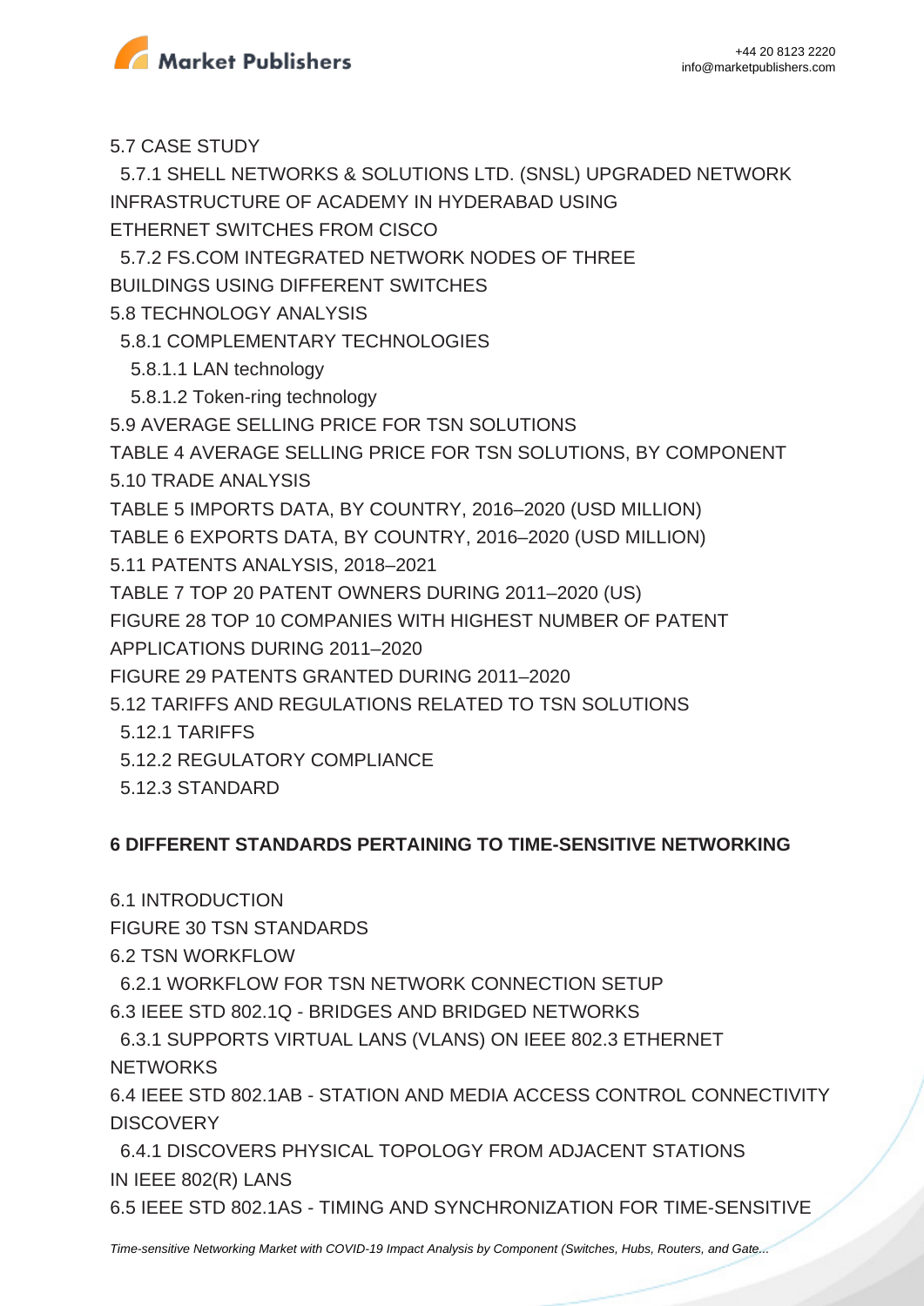5.7 CASE STUDY

  5.7.1 SHELL NETWORKS & SOLUTIONS LTD. (SNSL) UPGRADED NETWORK INFRASTRUCTURE OF ACADEMY IN HYDERABAD USING ETHERNET SWITCHES FROM CISCO

  5.7.2 FS.COM INTEGRATED NETWORK NODES OF THREE BUILDINGS USING DIFFERENT SWITCHES

5.8 TECHNOLOGY ANALYSIS

  5.8.1 COMPLEMENTARY TECHNOLOGIES

    5.8.1.1 LAN technology

    5.8.1.2 Token-ring technology

5.9 AVERAGE SELLING PRICE FOR TSN SOLUTIONS

TABLE 4 AVERAGE SELLING PRICE FOR TSN SOLUTIONS, BY COMPONENT

5.10 TRADE ANALYSIS

TABLE 5 IMPORTS DATA, BY COUNTRY, 2016–2020 (USD MILLION)

TABLE 6 EXPORTS DATA, BY COUNTRY, 2016–2020 (USD MILLION)

5.11 PATENTS ANALYSIS, 2018–2021

TABLE 7 TOP 20 PATENT OWNERS DURING 2011–2020 (US)

FIGURE 28 TOP 10 COMPANIES WITH HIGHEST NUMBER OF PATENT APPLICATIONS DURING 2011–2020

FIGURE 29 PATENTS GRANTED DURING 2011–2020

5.12 TARIFFS AND REGULATIONS RELATED TO TSN SOLUTIONS

  5.12.1 TARIFFS

  5.12.2 REGULATORY COMPLIANCE

  5.12.3 STANDARD

**6 DIFFERENT STANDARDS PERTAINING TO TIME-SENSITIVE NETWORKING**

6.1 INTRODUCTION

FIGURE 30 TSN STANDARDS

6.2 TSN WORKFLOW

  6.2.1 WORKFLOW FOR TSN NETWORK CONNECTION SETUP

6.3 IEEE STD 802.1Q - BRIDGES AND BRIDGED NETWORKS

  6.3.1 SUPPORTS VIRTUAL LANS (VLANS) ON IEEE 802.3 ETHERNET NETWORKS

6.4 IEEE STD 802.1AB - STATION AND MEDIA ACCESS CONTROL CONNECTIVITY DISCOVERY

  6.4.1 DISCOVERS PHYSICAL TOPOLOGY FROM ADJACENT STATIONS IN IEEE 802(R) LANS

6.5 IEEE STD 802.1AS - TIMING AND SYNCHRONIZATION FOR TIME-SENSITIVE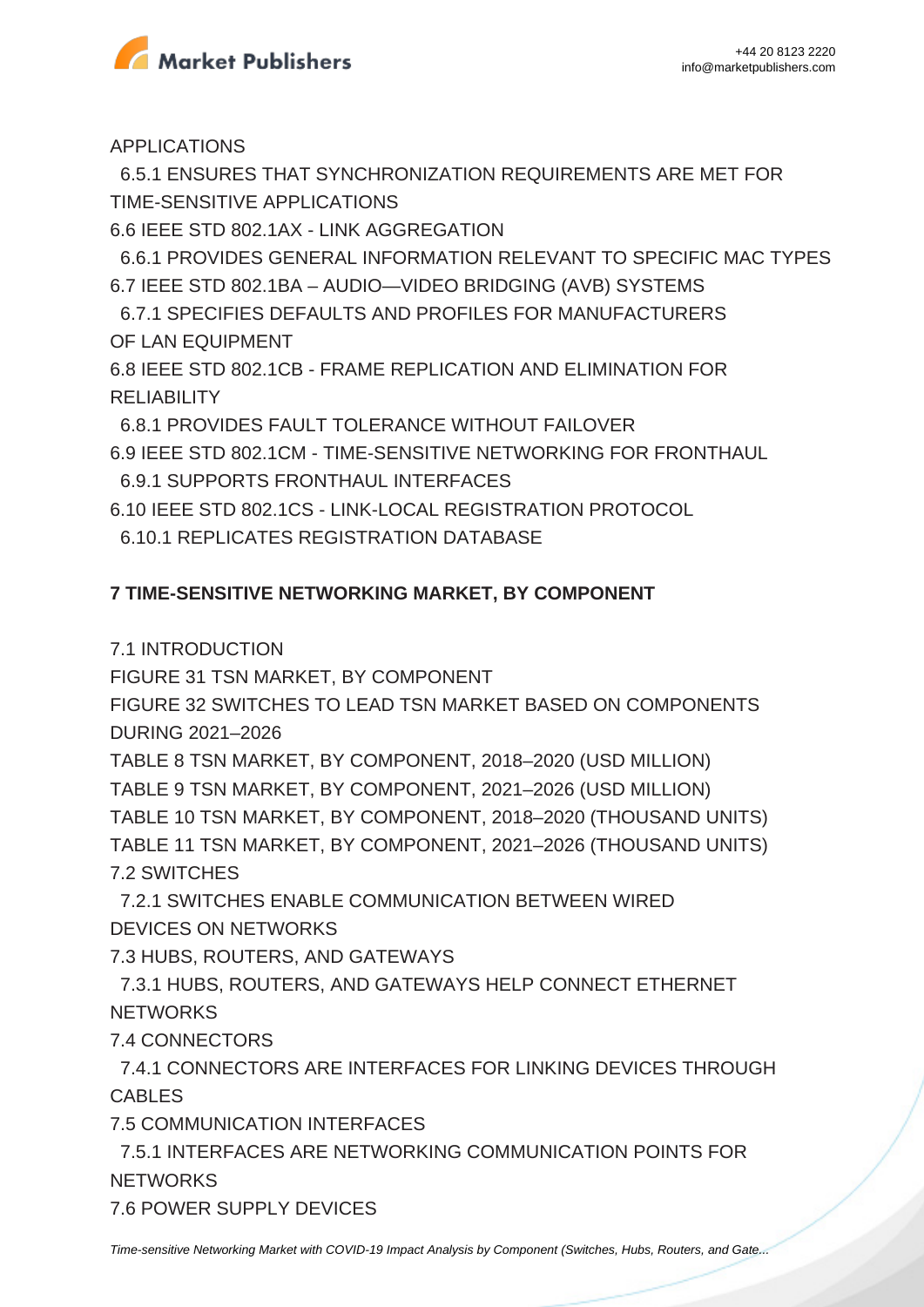APPLICATIONS

6.5.1 ENSURES THAT SYNCHRONIZATION REQUIREMENTS ARE MET FOR TIME-SENSITIVE APPLICATIONS

6.6 IEEE STD 802.1AX - LINK AGGREGATION

6.6.1 PROVIDES GENERAL INFORMATION RELEVANT TO SPECIFIC MAC TYPES

6.7 IEEE STD 802.1BA – AUDIO—VIDEO BRIDGING (AVB) SYSTEMS

6.7.1 SPECIFIES DEFAULTS AND PROFILES FOR MANUFACTURERS OF LAN EQUIPMENT

6.8 IEEE STD 802.1CB - FRAME REPLICATION AND ELIMINATION FOR RELIABILITY

6.8.1 PROVIDES FAULT TOLERANCE WITHOUT FAILOVER

6.9 IEEE STD 802.1CM - TIME-SENSITIVE NETWORKING FOR FRONTHAUL

6.9.1 SUPPORTS FRONTHAUL INTERFACES

6.10 IEEE STD 802.1CS - LINK-LOCAL REGISTRATION PROTOCOL

6.10.1 REPLICATES REGISTRATION DATABASE

**7 TIME-SENSITIVE NETWORKING MARKET, BY COMPONENT**

7.1 INTRODUCTION

FIGURE 31 TSN MARKET, BY COMPONENT

FIGURE 32 SWITCHES TO LEAD TSN MARKET BASED ON COMPONENTS DURING 2021–2026

TABLE 8 TSN MARKET, BY COMPONENT, 2018–2020 (USD MILLION)

TABLE 9 TSN MARKET, BY COMPONENT, 2021–2026 (USD MILLION)

TABLE 10 TSN MARKET, BY COMPONENT, 2018–2020 (THOUSAND UNITS)

TABLE 11 TSN MARKET, BY COMPONENT, 2021–2026 (THOUSAND UNITS)

7.2 SWITCHES

7.2.1 SWITCHES ENABLE COMMUNICATION BETWEEN WIRED DEVICES ON NETWORKS

7.3 HUBS, ROUTERS, AND GATEWAYS

7.3.1 HUBS, ROUTERS, AND GATEWAYS HELP CONNECT ETHERNET NETWORKS

7.4 CONNECTORS

7.4.1 CONNECTORS ARE INTERFACES FOR LINKING DEVICES THROUGH CABLES

7.5 COMMUNICATION INTERFACES

7.5.1 INTERFACES ARE NETWORKING COMMUNICATION POINTS FOR NETWORKS

7.6 POWER SUPPLY DEVICES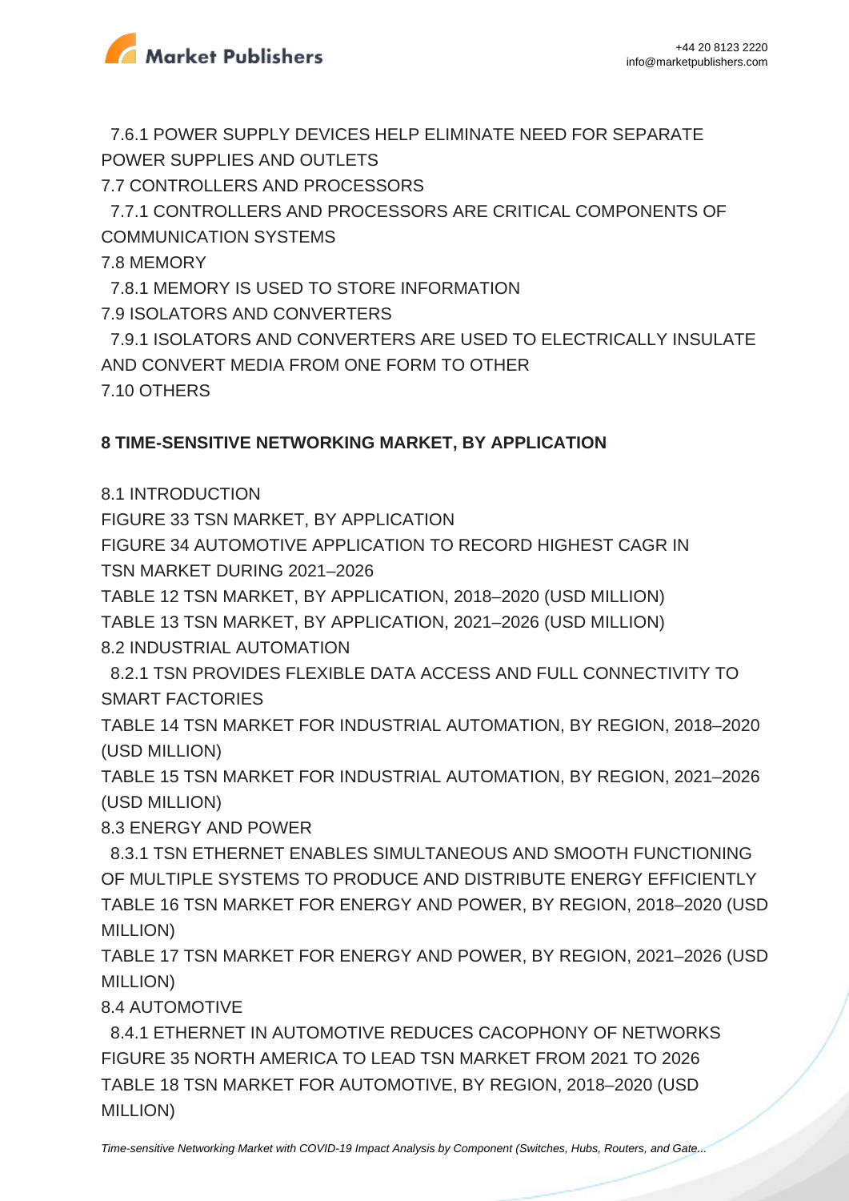7.6.1 POWER SUPPLY DEVICES HELP ELIMINATE NEED FOR SEPARATE POWER SUPPLIES AND OUTLETS

7.7 CONTROLLERS AND PROCESSORS

  7.7.1 CONTROLLERS AND PROCESSORS ARE CRITICAL COMPONENTS OF COMMUNICATION SYSTEMS

7.8 MEMORY

  7.8.1 MEMORY IS USED TO STORE INFORMATION

7.9 ISOLATORS AND CONVERTERS

  7.9.1 ISOLATORS AND CONVERTERS ARE USED TO ELECTRICALLY INSULATE AND CONVERT MEDIA FROM ONE FORM TO OTHER

7.10 OTHERS

**8 TIME-SENSITIVE NETWORKING MARKET, BY APPLICATION**

8.1 INTRODUCTION

FIGURE 33 TSN MARKET, BY APPLICATION

FIGURE 34 AUTOMOTIVE APPLICATION TO RECORD HIGHEST CAGR IN TSN MARKET DURING 2021–2026

TABLE 12 TSN MARKET, BY APPLICATION, 2018–2020 (USD MILLION)

TABLE 13 TSN MARKET, BY APPLICATION, 2021–2026 (USD MILLION)

8.2 INDUSTRIAL AUTOMATION

  8.2.1 TSN PROVIDES FLEXIBLE DATA ACCESS AND FULL CONNECTIVITY TO SMART FACTORIES

TABLE 14 TSN MARKET FOR INDUSTRIAL AUTOMATION, BY REGION, 2018–2020 (USD MILLION)

TABLE 15 TSN MARKET FOR INDUSTRIAL AUTOMATION, BY REGION, 2021–2026 (USD MILLION)

8.3 ENERGY AND POWER

  8.3.1 TSN ETHERNET ENABLES SIMULTANEOUS AND SMOOTH FUNCTIONING OF MULTIPLE SYSTEMS TO PRODUCE AND DISTRIBUTE ENERGY EFFICIENTLY

TABLE 16 TSN MARKET FOR ENERGY AND POWER, BY REGION, 2018–2020 (USD MILLION)

TABLE 17 TSN MARKET FOR ENERGY AND POWER, BY REGION, 2021–2026 (USD MILLION)

8.4 AUTOMOTIVE

  8.4.1 ETHERNET IN AUTOMOTIVE REDUCES CACOPHONY OF NETWORKS

FIGURE 35 NORTH AMERICA TO LEAD TSN MARKET FROM 2021 TO 2026

TABLE 18 TSN MARKET FOR AUTOMOTIVE, BY REGION, 2018–2020 (USD MILLION)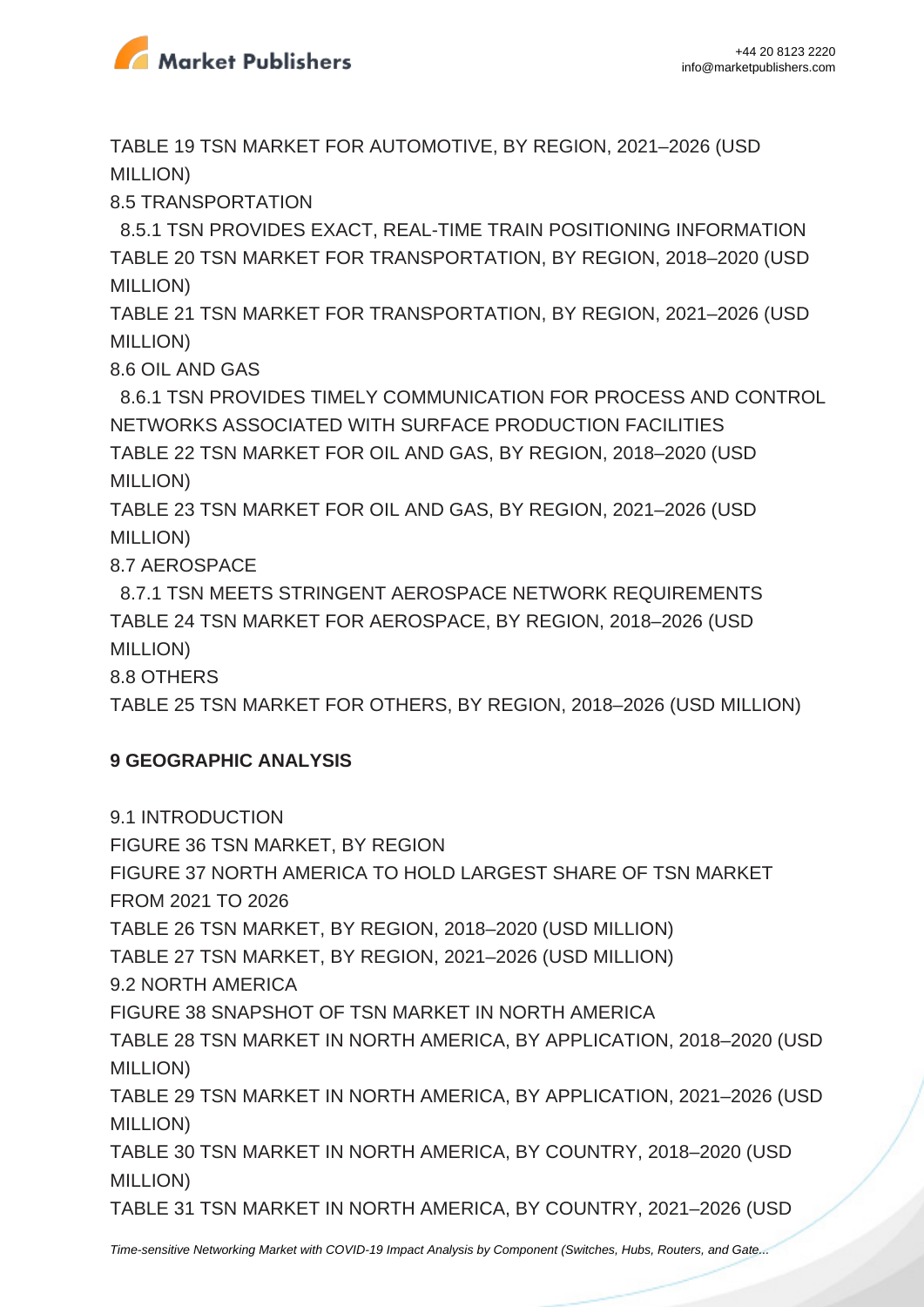TABLE 19 TSN MARKET FOR AUTOMOTIVE, BY REGION, 2021–2026 (USD MILLION)

8.5 TRANSPORTATION

8.5.1 TSN PROVIDES EXACT, REAL-TIME TRAIN POSITIONING INFORMATION

TABLE 20 TSN MARKET FOR TRANSPORTATION, BY REGION, 2018–2020 (USD MILLION)

TABLE 21 TSN MARKET FOR TRANSPORTATION, BY REGION, 2021–2026 (USD MILLION)

8.6 OIL AND GAS

8.6.1 TSN PROVIDES TIMELY COMMUNICATION FOR PROCESS AND CONTROL NETWORKS ASSOCIATED WITH SURFACE PRODUCTION FACILITIES

TABLE 22 TSN MARKET FOR OIL AND GAS, BY REGION, 2018–2020 (USD MILLION)

TABLE 23 TSN MARKET FOR OIL AND GAS, BY REGION, 2021–2026 (USD MILLION)

8.7 AEROSPACE

8.7.1 TSN MEETS STRINGENT AEROSPACE NETWORK REQUIREMENTS

TABLE 24 TSN MARKET FOR AEROSPACE, BY REGION, 2018–2026 (USD MILLION)

8.8 OTHERS

TABLE 25 TSN MARKET FOR OTHERS, BY REGION, 2018–2026 (USD MILLION)

**9 GEOGRAPHIC ANALYSIS**

9.1 INTRODUCTION

FIGURE 36 TSN MARKET, BY REGION

FIGURE 37 NORTH AMERICA TO HOLD LARGEST SHARE OF TSN MARKET FROM 2021 TO 2026

TABLE 26 TSN MARKET, BY REGION, 2018–2020 (USD MILLION)

TABLE 27 TSN MARKET, BY REGION, 2021–2026 (USD MILLION)

9.2 NORTH AMERICA

FIGURE 38 SNAPSHOT OF TSN MARKET IN NORTH AMERICA

TABLE 28 TSN MARKET IN NORTH AMERICA, BY APPLICATION, 2018–2020 (USD MILLION)

TABLE 29 TSN MARKET IN NORTH AMERICA, BY APPLICATION, 2021–2026 (USD MILLION)

TABLE 30 TSN MARKET IN NORTH AMERICA, BY COUNTRY, 2018–2020 (USD MILLION)

TABLE 31 TSN MARKET IN NORTH AMERICA, BY COUNTRY, 2021–2026 (USD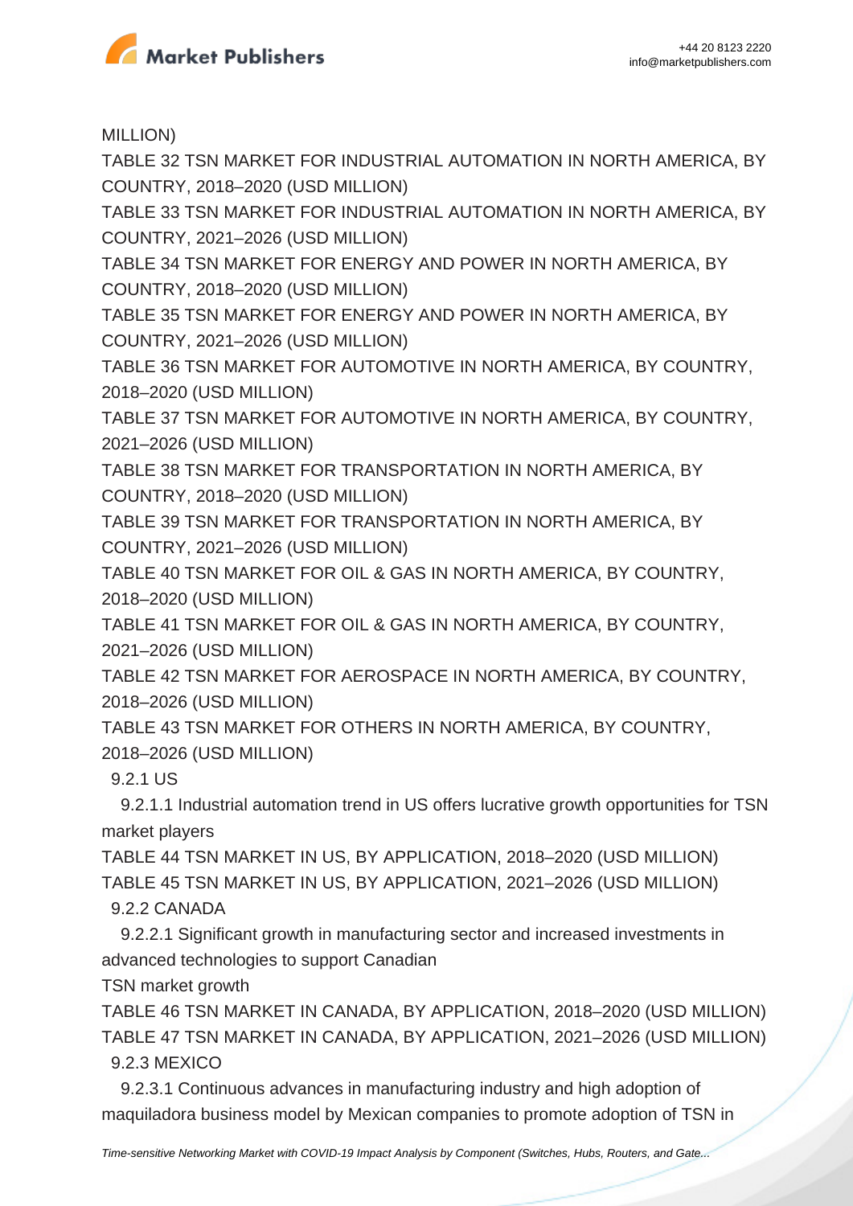MILLION)

TABLE 32 TSN MARKET FOR INDUSTRIAL AUTOMATION IN NORTH AMERICA, BY COUNTRY, 2018–2020 (USD MILLION)

TABLE 33 TSN MARKET FOR INDUSTRIAL AUTOMATION IN NORTH AMERICA, BY COUNTRY, 2021–2026 (USD MILLION)

TABLE 34 TSN MARKET FOR ENERGY AND POWER IN NORTH AMERICA, BY COUNTRY, 2018–2020 (USD MILLION)

TABLE 35 TSN MARKET FOR ENERGY AND POWER IN NORTH AMERICA, BY COUNTRY, 2021–2026 (USD MILLION)

TABLE 36 TSN MARKET FOR AUTOMOTIVE IN NORTH AMERICA, BY COUNTRY, 2018–2020 (USD MILLION)

TABLE 37 TSN MARKET FOR AUTOMOTIVE IN NORTH AMERICA, BY COUNTRY, 2021–2026 (USD MILLION)

TABLE 38 TSN MARKET FOR TRANSPORTATION IN NORTH AMERICA, BY COUNTRY, 2018–2020 (USD MILLION)

TABLE 39 TSN MARKET FOR TRANSPORTATION IN NORTH AMERICA, BY COUNTRY, 2021–2026 (USD MILLION)

TABLE 40 TSN MARKET FOR OIL & GAS IN NORTH AMERICA, BY COUNTRY, 2018–2020 (USD MILLION)

TABLE 41 TSN MARKET FOR OIL & GAS IN NORTH AMERICA, BY COUNTRY, 2021–2026 (USD MILLION)

TABLE 42 TSN MARKET FOR AEROSPACE IN NORTH AMERICA, BY COUNTRY, 2018–2026 (USD MILLION)

TABLE 43 TSN MARKET FOR OTHERS IN NORTH AMERICA, BY COUNTRY, 2018–2026 (USD MILLION)

9.2.1 US

9.2.1.1 Industrial automation trend in US offers lucrative growth opportunities for TSN market players

TABLE 44 TSN MARKET IN US, BY APPLICATION, 2018–2020 (USD MILLION)

TABLE 45 TSN MARKET IN US, BY APPLICATION, 2021–2026 (USD MILLION)

9.2.2 CANADA

9.2.2.1 Significant growth in manufacturing sector and increased investments in advanced technologies to support Canadian TSN market growth

TABLE 46 TSN MARKET IN CANADA, BY APPLICATION, 2018–2020 (USD MILLION)

TABLE 47 TSN MARKET IN CANADA, BY APPLICATION, 2021–2026 (USD MILLION)

9.2.3 MEXICO

9.2.3.1 Continuous advances in manufacturing industry and high adoption of maquiladora business model by Mexican companies to promote adoption of TSN in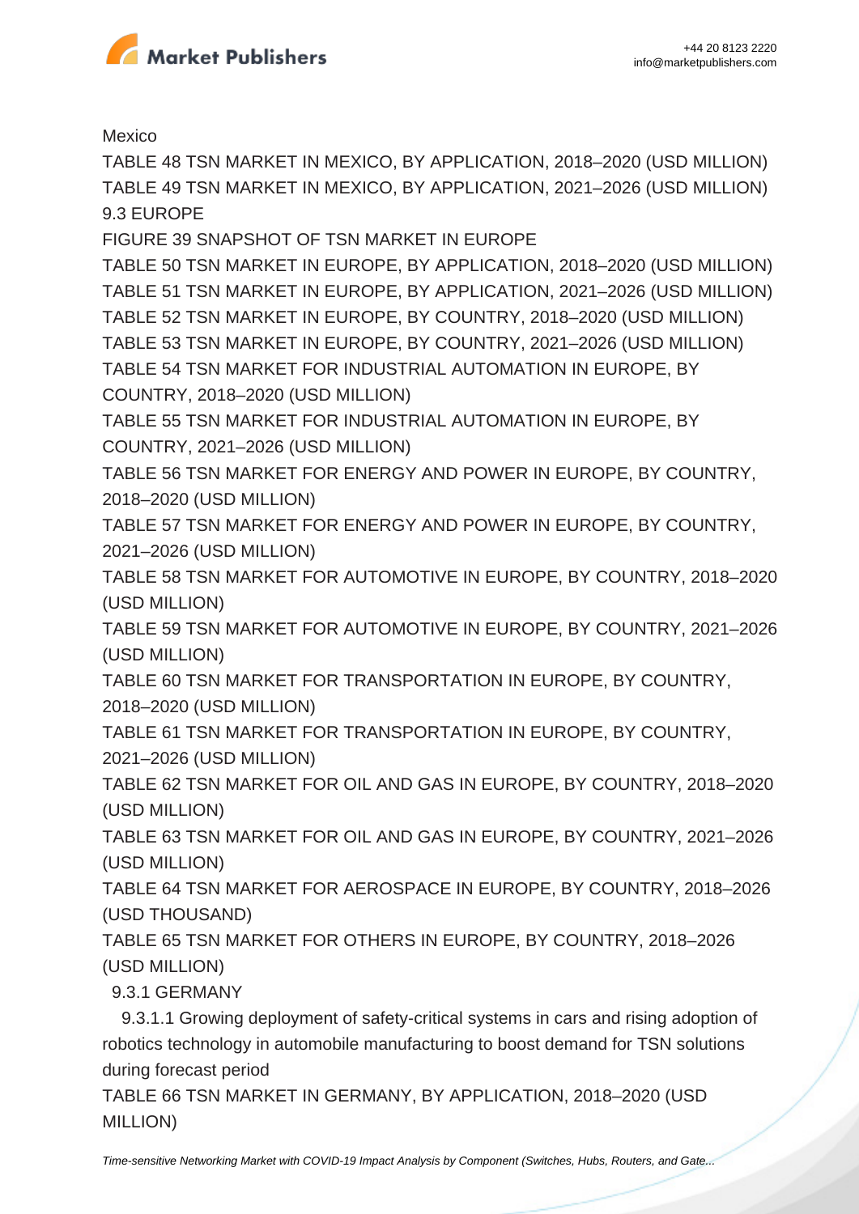Mexico

TABLE 48 TSN MARKET IN MEXICO, BY APPLICATION, 2018–2020 (USD MILLION)

TABLE 49 TSN MARKET IN MEXICO, BY APPLICATION, 2021–2026 (USD MILLION)

9.3 EUROPE

FIGURE 39 SNAPSHOT OF TSN MARKET IN EUROPE

TABLE 50 TSN MARKET IN EUROPE, BY APPLICATION, 2018–2020 (USD MILLION)

TABLE 51 TSN MARKET IN EUROPE, BY APPLICATION, 2021–2026 (USD MILLION)

TABLE 52 TSN MARKET IN EUROPE, BY COUNTRY, 2018–2020 (USD MILLION)

TABLE 53 TSN MARKET IN EUROPE, BY COUNTRY, 2021–2026 (USD MILLION)

TABLE 54 TSN MARKET FOR INDUSTRIAL AUTOMATION IN EUROPE, BY COUNTRY, 2018–2020 (USD MILLION)

TABLE 55 TSN MARKET FOR INDUSTRIAL AUTOMATION IN EUROPE, BY COUNTRY, 2021–2026 (USD MILLION)

TABLE 56 TSN MARKET FOR ENERGY AND POWER IN EUROPE, BY COUNTRY, 2018–2020 (USD MILLION)

TABLE 57 TSN MARKET FOR ENERGY AND POWER IN EUROPE, BY COUNTRY, 2021–2026 (USD MILLION)

TABLE 58 TSN MARKET FOR AUTOMOTIVE IN EUROPE, BY COUNTRY, 2018–2020 (USD MILLION)

TABLE 59 TSN MARKET FOR AUTOMOTIVE IN EUROPE, BY COUNTRY, 2021–2026 (USD MILLION)

TABLE 60 TSN MARKET FOR TRANSPORTATION IN EUROPE, BY COUNTRY, 2018–2020 (USD MILLION)

TABLE 61 TSN MARKET FOR TRANSPORTATION IN EUROPE, BY COUNTRY, 2021–2026 (USD MILLION)

TABLE 62 TSN MARKET FOR OIL AND GAS IN EUROPE, BY COUNTRY, 2018–2020 (USD MILLION)

TABLE 63 TSN MARKET FOR OIL AND GAS IN EUROPE, BY COUNTRY, 2021–2026 (USD MILLION)

TABLE 64 TSN MARKET FOR AEROSPACE IN EUROPE, BY COUNTRY, 2018–2026 (USD THOUSAND)

TABLE 65 TSN MARKET FOR OTHERS IN EUROPE, BY COUNTRY, 2018–2026 (USD MILLION)

9.3.1 GERMANY

9.3.1.1 Growing deployment of safety-critical systems in cars and rising adoption of robotics technology in automobile manufacturing to boost demand for TSN solutions during forecast period

TABLE 66 TSN MARKET IN GERMANY, BY APPLICATION, 2018–2020 (USD MILLION)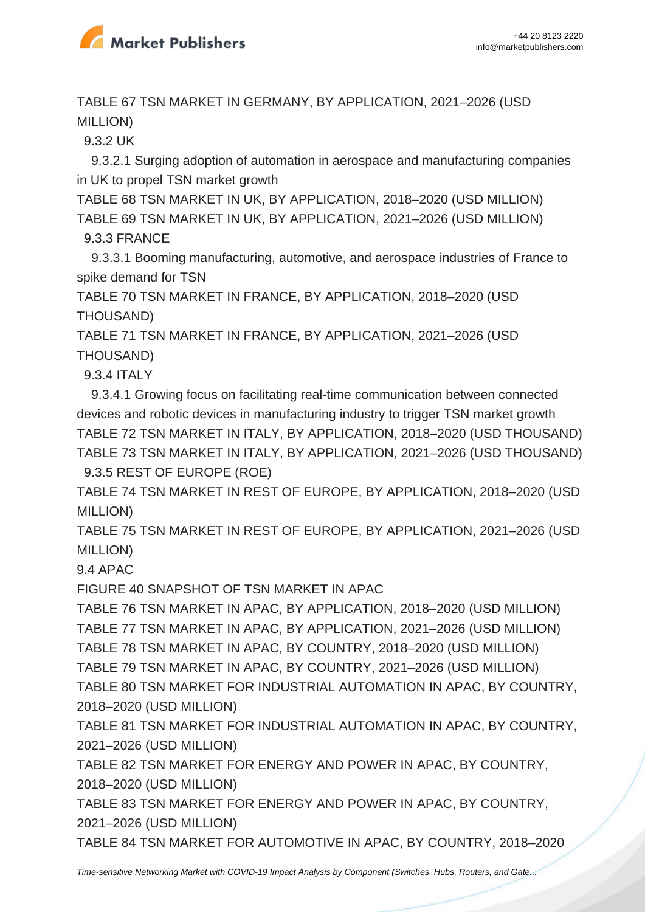TABLE 67 TSN MARKET IN GERMANY, BY APPLICATION, 2021–2026 (USD MILLION)

9.3.2 UK

9.3.2.1 Surging adoption of automation in aerospace and manufacturing companies in UK to propel TSN market growth

TABLE 68 TSN MARKET IN UK, BY APPLICATION, 2018–2020 (USD MILLION)

TABLE 69 TSN MARKET IN UK, BY APPLICATION, 2021–2026 (USD MILLION)

9.3.3 FRANCE

9.3.3.1 Booming manufacturing, automotive, and aerospace industries of France to spike demand for TSN

TABLE 70 TSN MARKET IN FRANCE, BY APPLICATION, 2018–2020 (USD THOUSAND)

TABLE 71 TSN MARKET IN FRANCE, BY APPLICATION, 2021–2026 (USD THOUSAND)

9.3.4 ITALY

9.3.4.1 Growing focus on facilitating real-time communication between connected devices and robotic devices in manufacturing industry to trigger TSN market growth

TABLE 72 TSN MARKET IN ITALY, BY APPLICATION, 2018–2020 (USD THOUSAND)

TABLE 73 TSN MARKET IN ITALY, BY APPLICATION, 2021–2026 (USD THOUSAND)

9.3.5 REST OF EUROPE (ROE)

TABLE 74 TSN MARKET IN REST OF EUROPE, BY APPLICATION, 2018–2020 (USD MILLION)

TABLE 75 TSN MARKET IN REST OF EUROPE, BY APPLICATION, 2021–2026 (USD MILLION)

9.4 APAC

FIGURE 40 SNAPSHOT OF TSN MARKET IN APAC

TABLE 76 TSN MARKET IN APAC, BY APPLICATION, 2018–2020 (USD MILLION)

TABLE 77 TSN MARKET IN APAC, BY APPLICATION, 2021–2026 (USD MILLION)

TABLE 78 TSN MARKET IN APAC, BY COUNTRY, 2018–2020 (USD MILLION)

TABLE 79 TSN MARKET IN APAC, BY COUNTRY, 2021–2026 (USD MILLION)

TABLE 80 TSN MARKET FOR INDUSTRIAL AUTOMATION IN APAC, BY COUNTRY, 2018–2020 (USD MILLION)

TABLE 81 TSN MARKET FOR INDUSTRIAL AUTOMATION IN APAC, BY COUNTRY, 2021–2026 (USD MILLION)

TABLE 82 TSN MARKET FOR ENERGY AND POWER IN APAC, BY COUNTRY, 2018–2020 (USD MILLION)

TABLE 83 TSN MARKET FOR ENERGY AND POWER IN APAC, BY COUNTRY, 2021–2026 (USD MILLION)

TABLE 84 TSN MARKET FOR AUTOMOTIVE IN APAC, BY COUNTRY, 2018–2020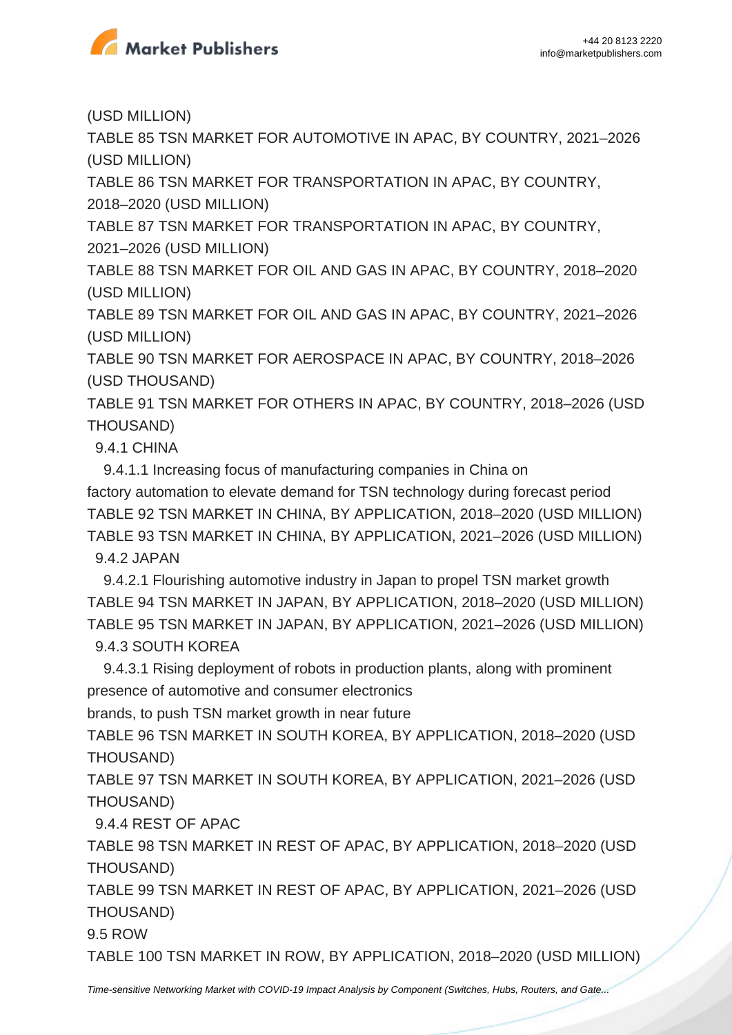(USD MILLION)

TABLE 85 TSN MARKET FOR AUTOMOTIVE IN APAC, BY COUNTRY, 2021–2026 (USD MILLION)

TABLE 86 TSN MARKET FOR TRANSPORTATION IN APAC, BY COUNTRY, 2018–2020 (USD MILLION)

TABLE 87 TSN MARKET FOR TRANSPORTATION IN APAC, BY COUNTRY, 2021–2026 (USD MILLION)

TABLE 88 TSN MARKET FOR OIL AND GAS IN APAC, BY COUNTRY, 2018–2020 (USD MILLION)

TABLE 89 TSN MARKET FOR OIL AND GAS IN APAC, BY COUNTRY, 2021–2026 (USD MILLION)

TABLE 90 TSN MARKET FOR AEROSPACE IN APAC, BY COUNTRY, 2018–2026 (USD THOUSAND)

TABLE 91 TSN MARKET FOR OTHERS IN APAC, BY COUNTRY, 2018–2026 (USD THOUSAND)

9.4.1 CHINA

9.4.1.1 Increasing focus of manufacturing companies in China on factory automation to elevate demand for TSN technology during forecast period

TABLE 92 TSN MARKET IN CHINA, BY APPLICATION, 2018–2020 (USD MILLION)

TABLE 93 TSN MARKET IN CHINA, BY APPLICATION, 2021–2026 (USD MILLION)

9.4.2 JAPAN

9.4.2.1 Flourishing automotive industry in Japan to propel TSN market growth

TABLE 94 TSN MARKET IN JAPAN, BY APPLICATION, 2018–2020 (USD MILLION)

TABLE 95 TSN MARKET IN JAPAN, BY APPLICATION, 2021–2026 (USD MILLION)

9.4.3 SOUTH KOREA

9.4.3.1 Rising deployment of robots in production plants, along with prominent presence of automotive and consumer electronics brands, to push TSN market growth in near future

TABLE 96 TSN MARKET IN SOUTH KOREA, BY APPLICATION, 2018–2020 (USD THOUSAND)

TABLE 97 TSN MARKET IN SOUTH KOREA, BY APPLICATION, 2021–2026 (USD THOUSAND)

9.4.4 REST OF APAC

TABLE 98 TSN MARKET IN REST OF APAC, BY APPLICATION, 2018–2020 (USD THOUSAND)

TABLE 99 TSN MARKET IN REST OF APAC, BY APPLICATION, 2021–2026 (USD THOUSAND)

9.5 ROW

TABLE 100 TSN MARKET IN ROW, BY APPLICATION, 2018–2020 (USD MILLION)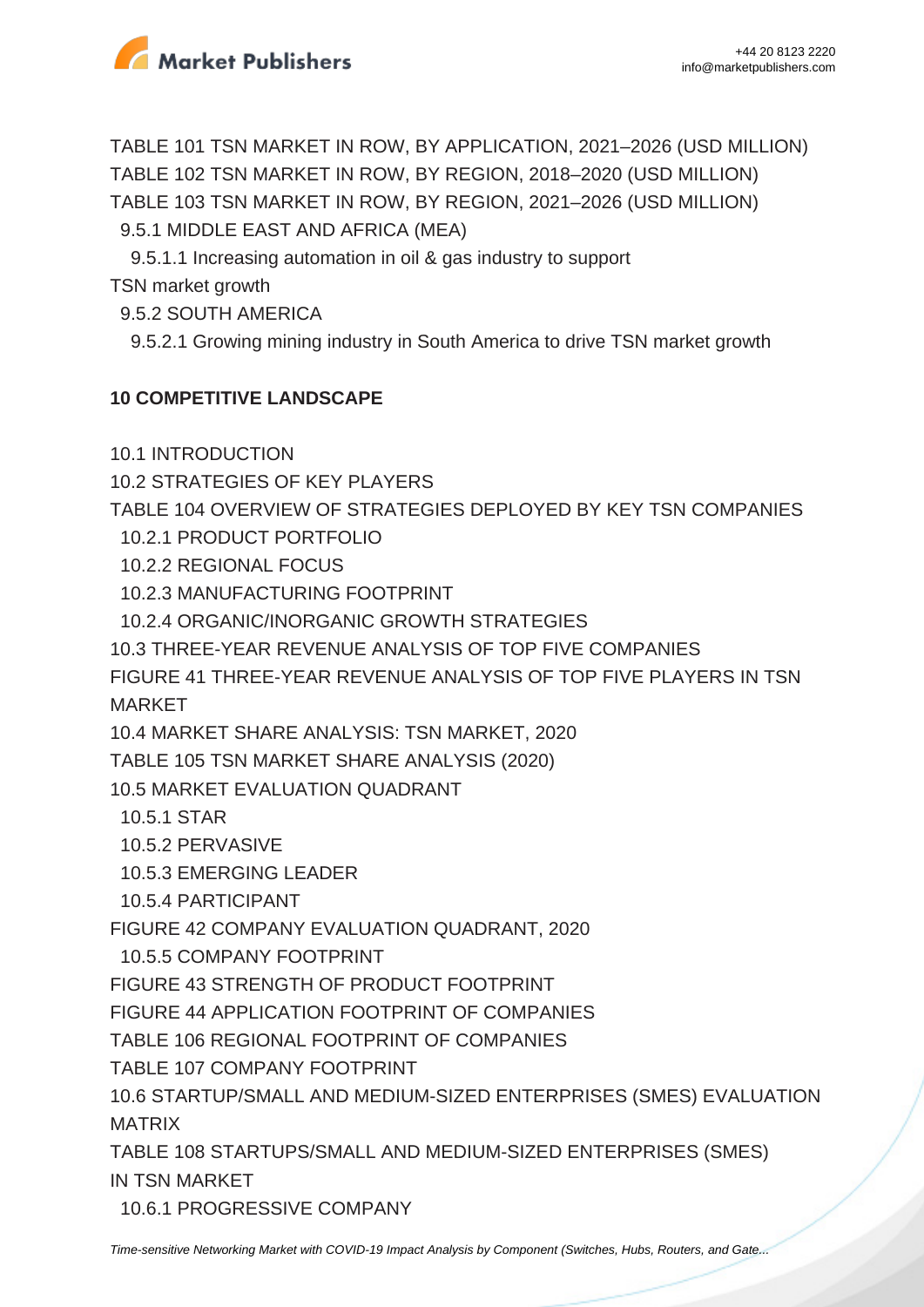TABLE 101 TSN MARKET IN ROW, BY APPLICATION, 2021–2026 (USD MILLION)
TABLE 102 TSN MARKET IN ROW, BY REGION, 2018–2020 (USD MILLION)
TABLE 103 TSN MARKET IN ROW, BY REGION, 2021–2026 (USD MILLION)
  9.5.1 MIDDLE EAST AND AFRICA (MEA)
    9.5.1.1 Increasing automation in oil & gas industry to support
TSN market growth
  9.5.2 SOUTH AMERICA
    9.5.2.1 Growing mining industry in South America to drive TSN market growth

**10 COMPETITIVE LANDSCAPE**

10.1 INTRODUCTION
10.2 STRATEGIES OF KEY PLAYERS
TABLE 104 OVERVIEW OF STRATEGIES DEPLOYED BY KEY TSN COMPANIES
  10.2.1 PRODUCT PORTFOLIO
  10.2.2 REGIONAL FOCUS
  10.2.3 MANUFACTURING FOOTPRINT
  10.2.4 ORGANIC/INORGANIC GROWTH STRATEGIES
10.3 THREE-YEAR REVENUE ANALYSIS OF TOP FIVE COMPANIES
FIGURE 41 THREE-YEAR REVENUE ANALYSIS OF TOP FIVE PLAYERS IN TSN MARKET
10.4 MARKET SHARE ANALYSIS: TSN MARKET, 2020
TABLE 105 TSN MARKET SHARE ANALYSIS (2020)
10.5 MARKET EVALUATION QUADRANT
  10.5.1 STAR
  10.5.2 PERVASIVE
  10.5.3 EMERGING LEADER
  10.5.4 PARTICIPANT
FIGURE 42 COMPANY EVALUATION QUADRANT, 2020
  10.5.5 COMPANY FOOTPRINT
FIGURE 43 STRENGTH OF PRODUCT FOOTPRINT
FIGURE 44 APPLICATION FOOTPRINT OF COMPANIES
TABLE 106 REGIONAL FOOTPRINT OF COMPANIES
TABLE 107 COMPANY FOOTPRINT
10.6 STARTUP/SMALL AND MEDIUM-SIZED ENTERPRISES (SMES) EVALUATION MATRIX
TABLE 108 STARTUPS/SMALL AND MEDIUM-SIZED ENTERPRISES (SMES) IN TSN MARKET
  10.6.1 PROGRESSIVE COMPANY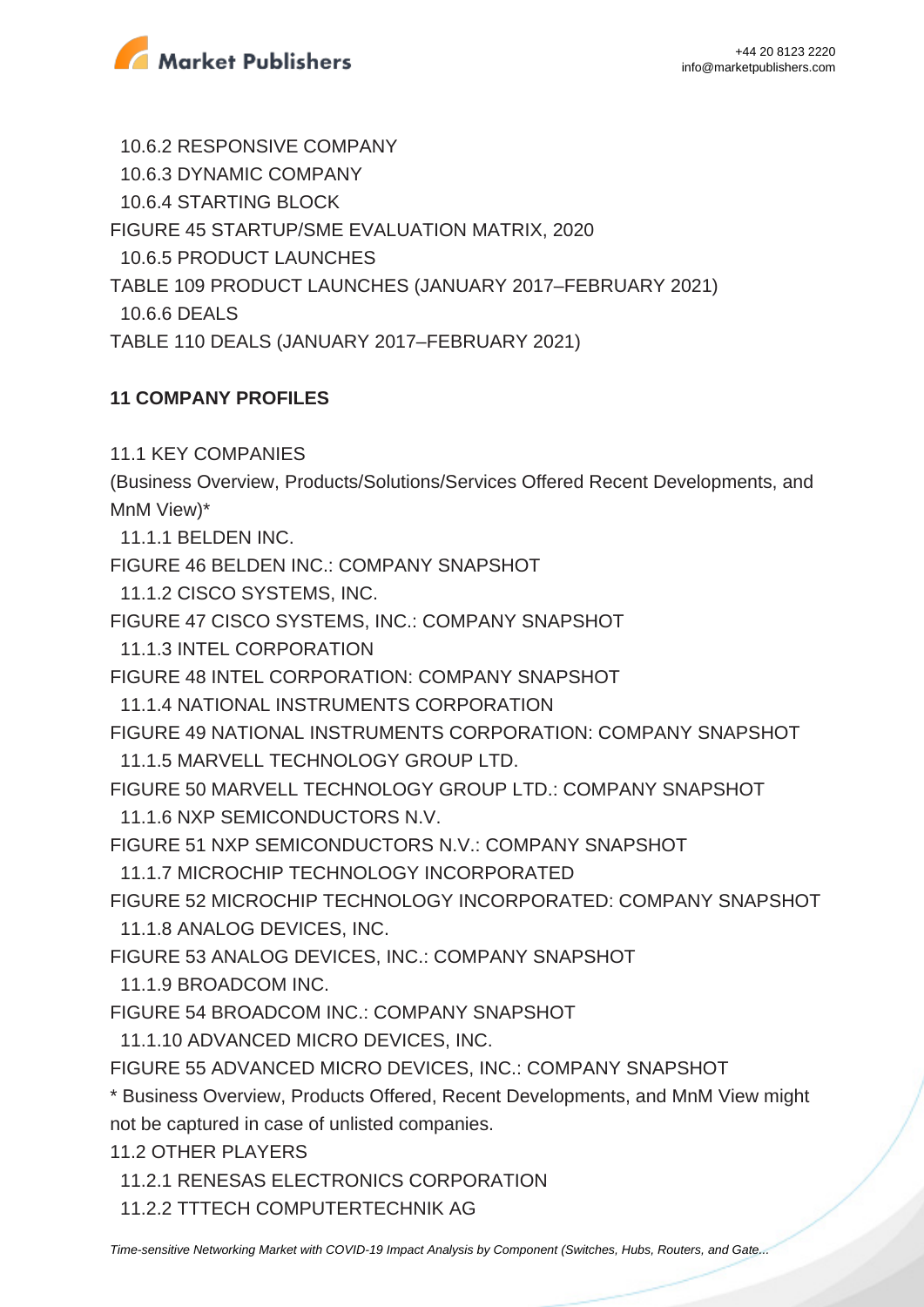10.6.2 RESPONSIVE COMPANY
10.6.3 DYNAMIC COMPANY
10.6.4 STARTING BLOCK
FIGURE 45 STARTUP/SME EVALUATION MATRIX, 2020
10.6.5 PRODUCT LAUNCHES
TABLE 109 PRODUCT LAUNCHES (JANUARY 2017–FEBRUARY 2021)
10.6.6 DEALS
TABLE 110 DEALS (JANUARY 2017–FEBRUARY 2021)

**11 COMPANY PROFILES**

11.1 KEY COMPANIES
(Business Overview, Products/Solutions/Services Offered Recent Developments, and MnM View)*
11.1.1 BELDEN INC.
FIGURE 46 BELDEN INC.: COMPANY SNAPSHOT
11.1.2 CISCO SYSTEMS, INC.
FIGURE 47 CISCO SYSTEMS, INC.: COMPANY SNAPSHOT
11.1.3 INTEL CORPORATION
FIGURE 48 INTEL CORPORATION: COMPANY SNAPSHOT
11.1.4 NATIONAL INSTRUMENTS CORPORATION
FIGURE 49 NATIONAL INSTRUMENTS CORPORATION: COMPANY SNAPSHOT
11.1.5 MARVELL TECHNOLOGY GROUP LTD.
FIGURE 50 MARVELL TECHNOLOGY GROUP LTD.: COMPANY SNAPSHOT
11.1.6 NXP SEMICONDUCTORS N.V.
FIGURE 51 NXP SEMICONDUCTORS N.V.: COMPANY SNAPSHOT
11.1.7 MICROCHIP TECHNOLOGY INCORPORATED
FIGURE 52 MICROCHIP TECHNOLOGY INCORPORATED: COMPANY SNAPSHOT
11.1.8 ANALOG DEVICES, INC.
FIGURE 53 ANALOG DEVICES, INC.: COMPANY SNAPSHOT
11.1.9 BROADCOM INC.
FIGURE 54 BROADCOM INC.: COMPANY SNAPSHOT
11.1.10 ADVANCED MICRO DEVICES, INC.
FIGURE 55 ADVANCED MICRO DEVICES, INC.: COMPANY SNAPSHOT
* Business Overview, Products Offered, Recent Developments, and MnM View might not be captured in case of unlisted companies.
11.2 OTHER PLAYERS
11.2.1 RENESAS ELECTRONICS CORPORATION
11.2.2 TTTECH COMPUTERTECHNIK AG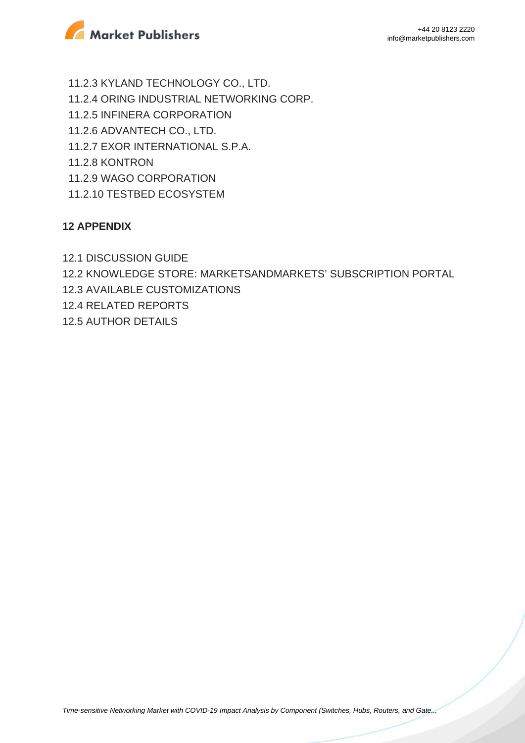11.2.3 KYLAND TECHNOLOGY CO., LTD.
11.2.4 ORING INDUSTRIAL NETWORKING CORP.
11.2.5 INFINERA CORPORATION
11.2.6 ADVANTECH CO., LTD.
11.2.7 EXOR INTERNATIONAL S.P.A.
11.2.8 KONTRON
11.2.9 WAGO CORPORATION
11.2.10 TESTBED ECOSYSTEM

**12 APPENDIX**

12.1 DISCUSSION GUIDE
12.2 KNOWLEDGE STORE: MARKETSANDMARKETS' SUBSCRIPTION PORTAL
12.3 AVAILABLE CUSTOMIZATIONS
12.4 RELATED REPORTS
12.5 AUTHOR DETAILS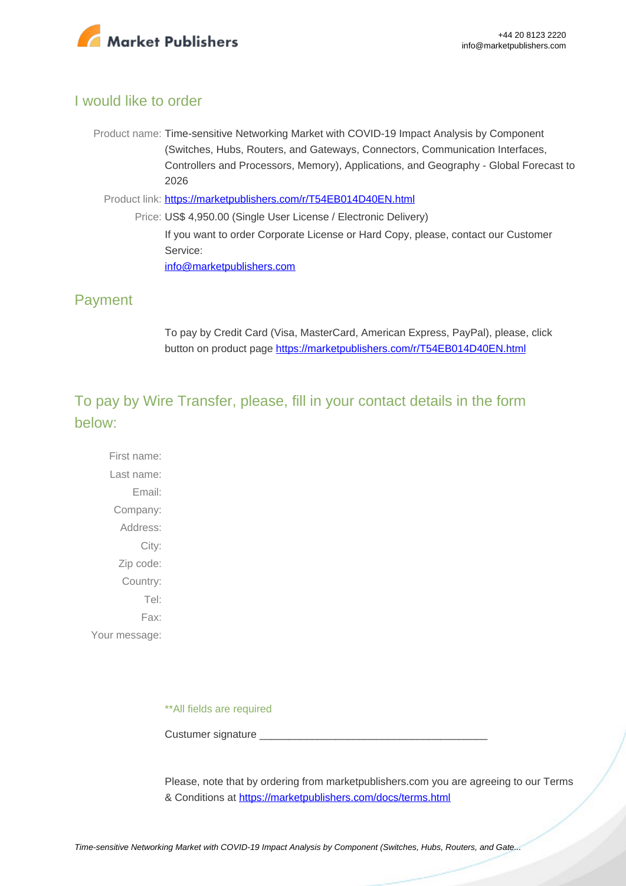## I would like to order

Product name: Time-sensitive Networking Market with COVID-19 Impact Analysis by Component (Switches, Hubs, Routers, and Gateways, Connectors, Communication Interfaces, Controllers and Processors, Memory), Applications, and Geography - Global Forecast to 2026

Product link: [https://marketpublishers.com/r/T54EB014D40EN.html](https://marketpublishers.com/r/T54EB014D40EN.html)

Price: US$ 4,950.00 (Single User License / Electronic Delivery)

If you want to order Corporate License or Hard Copy, please, contact our Customer Service:

[info@marketpublishers.com](mailto:info@marketpublishers.com)

## Payment

To pay by Credit Card (Visa, MasterCard, American Express, PayPal), please, click button on product page [https://marketpublishers.com/r/T54EB014D40EN.html](https://marketpublishers.com/r/T54EB014D40EN.html)

## To pay by Wire Transfer, please, fill in your contact details in the form below:

First name:

Last name:

Email:

Company:

Address:

City:

Zip code:

Country:

Tel:

Fax:

Your message:

**All fields are required

Custumer signature _______________________________________

Please, note that by ordering from marketpublishers.com you are agreeing to our Terms & Conditions at [https://marketpublishers.com/docs/terms.html](https://marketpublishers.com/docs/terms.html)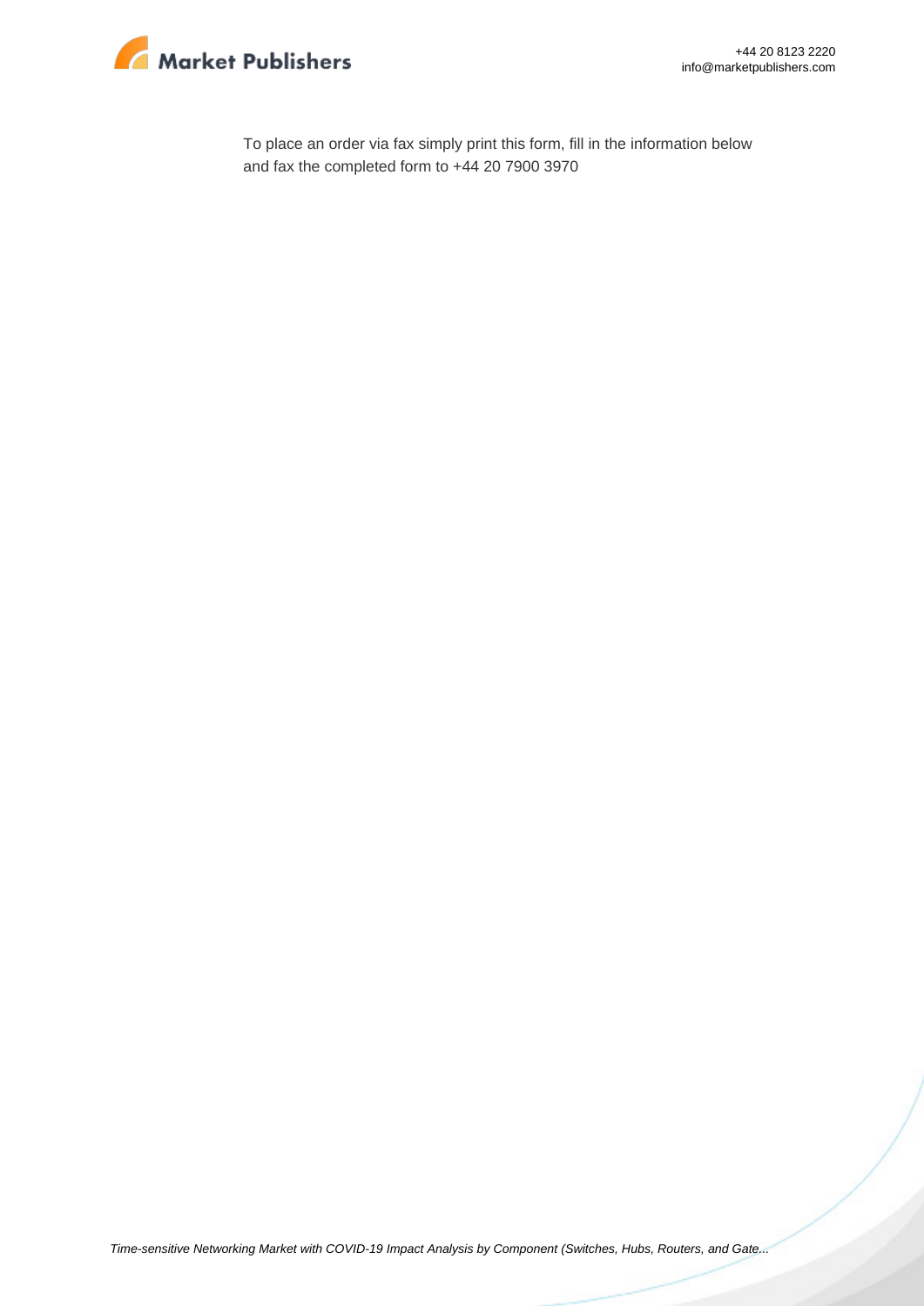To place an order via fax simply print this form, fill in the information below and fax the completed form to +44 20 7900 3970